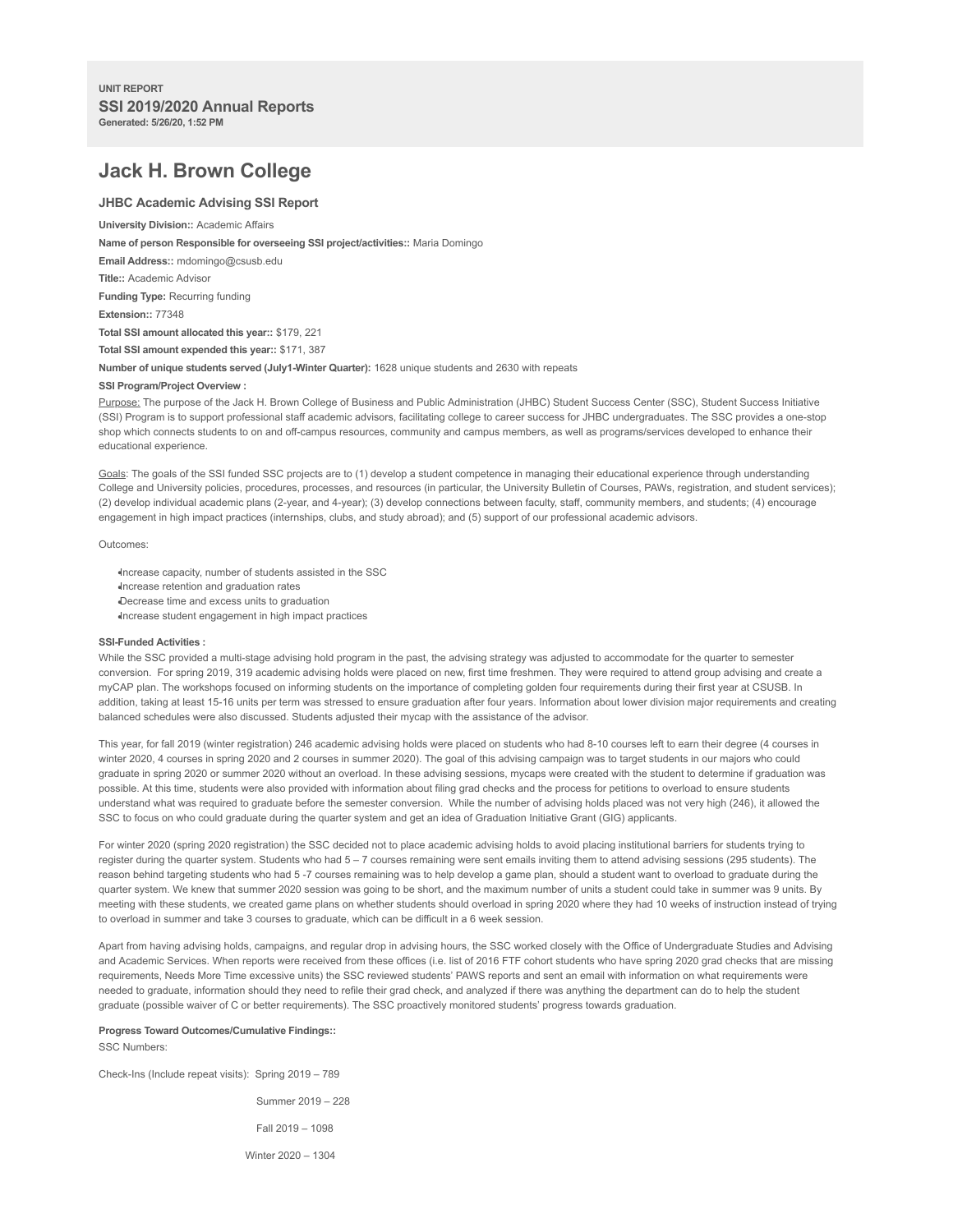**UNIT REPORT**
## SSI 2019/2020 Annual Reports
**Generated: 5/26/20, 1:52 PM**

# Jack H. Brown College

### JHBC Academic Advising SSI Report

**University Division::** Academic Affairs

**Name of person Responsible for overseeing SSI project/activities::** Maria Domingo

**Email Address::** mdomingo@csusb.edu

**Title::** Academic Advisor

**Funding Type:** Recurring funding

**Extension::** 77348

**Total SSI amount allocated this year::** $179, 221

**Total SSI amount expended this year::** $171, 387

**Number of unique students served (July1-Winter Quarter):** 1628 unique students and 2630 with repeats

**SSI Program/Project Overview :**

Purpose: The purpose of the Jack H. Brown College of Business and Public Administration (JHBC) Student Success Center (SSC), Student Success Initiative (SSI) Program is to support professional staff academic advisors, facilitating college to career success for JHBC undergraduates. The SSC provides a one-stop shop which connects students to on and off-campus resources, community and campus members, as well as programs/services developed to enhance their educational experience.

Goals: The goals of the SSI funded SSC projects are to (1) develop a student competence in managing their educational experience through understanding College and University policies, procedures, processes, and resources (in particular, the University Bulletin of Courses, PAWs, registration, and student services); (2) develop individual academic plans (2-year, and 4-year); (3) develop connections between faculty, staff, community members, and students; (4) encourage engagement in high impact practices (internships, clubs, and study abroad); and (5) support of our professional academic advisors.

Outcomes:

- Increase capacity, number of students assisted in the SSC
- Increase retention and graduation rates
- Decrease time and excess units to graduation
- Increase student engagement in high impact practices

**SSI-Funded Activities :**

While the SSC provided a multi-stage advising hold program in the past, the advising strategy was adjusted to accommodate for the quarter to semester conversion. For spring 2019, 319 academic advising holds were placed on new, first time freshmen. They were required to attend group advising and create a myCAP plan. The workshops focused on informing students on the importance of completing golden four requirements during their first year at CSUSB. In addition, taking at least 15-16 units per term was stressed to ensure graduation after four years. Information about lower division major requirements and creating balanced schedules were also discussed. Students adjusted their mycap with the assistance of the advisor.

This year, for fall 2019 (winter registration) 246 academic advising holds were placed on students who had 8-10 courses left to earn their degree (4 courses in winter 2020, 4 courses in spring 2020 and 2 courses in summer 2020). The goal of this advising campaign was to target students in our majors who could graduate in spring 2020 or summer 2020 without an overload. In these advising sessions, mycaps were created with the student to determine if graduation was possible. At this time, students were also provided with information about filing grad checks and the process for petitions to overload to ensure students understand what was required to graduate before the semester conversion. While the number of advising holds placed was not very high (246), it allowed the SSC to focus on who could graduate during the quarter system and get an idea of Graduation Initiative Grant (GIG) applicants.

For winter 2020 (spring 2020 registration) the SSC decided not to place academic advising holds to avoid placing institutional barriers for students trying to register during the quarter system. Students who had 5 – 7 courses remaining were sent emails inviting them to attend advising sessions (295 students). The reason behind targeting students who had 5 -7 courses remaining was to help develop a game plan, should a student want to overload to graduate during the quarter system. We knew that summer 2020 session was going to be short, and the maximum number of units a student could take in summer was 9 units. By meeting with these students, we created game plans on whether students should overload in spring 2020 where they had 10 weeks of instruction instead of trying to overload in summer and take 3 courses to graduate, which can be difficult in a 6 week session.

Apart from having advising holds, campaigns, and regular drop in advising hours, the SSC worked closely with the Office of Undergraduate Studies and Advising and Academic Services. When reports were received from these offices (i.e. list of 2016 FTF cohort students who have spring 2020 grad checks that are missing requirements, Needs More Time excessive units) the SSC reviewed students' PAWS reports and sent an email with information on what requirements were needed to graduate, information should they need to refile their grad check, and analyzed if there was anything the department can do to help the student graduate (possible waiver of C or better requirements). The SSC proactively monitored students' progress towards graduation.

**Progress Toward Outcomes/Cumulative Findings::**

SSC Numbers:

Check-Ins (Include repeat visits): Spring 2019 – 789

Summer 2019 – 228

Fall 2019 – 1098

Winter 2020 – 1304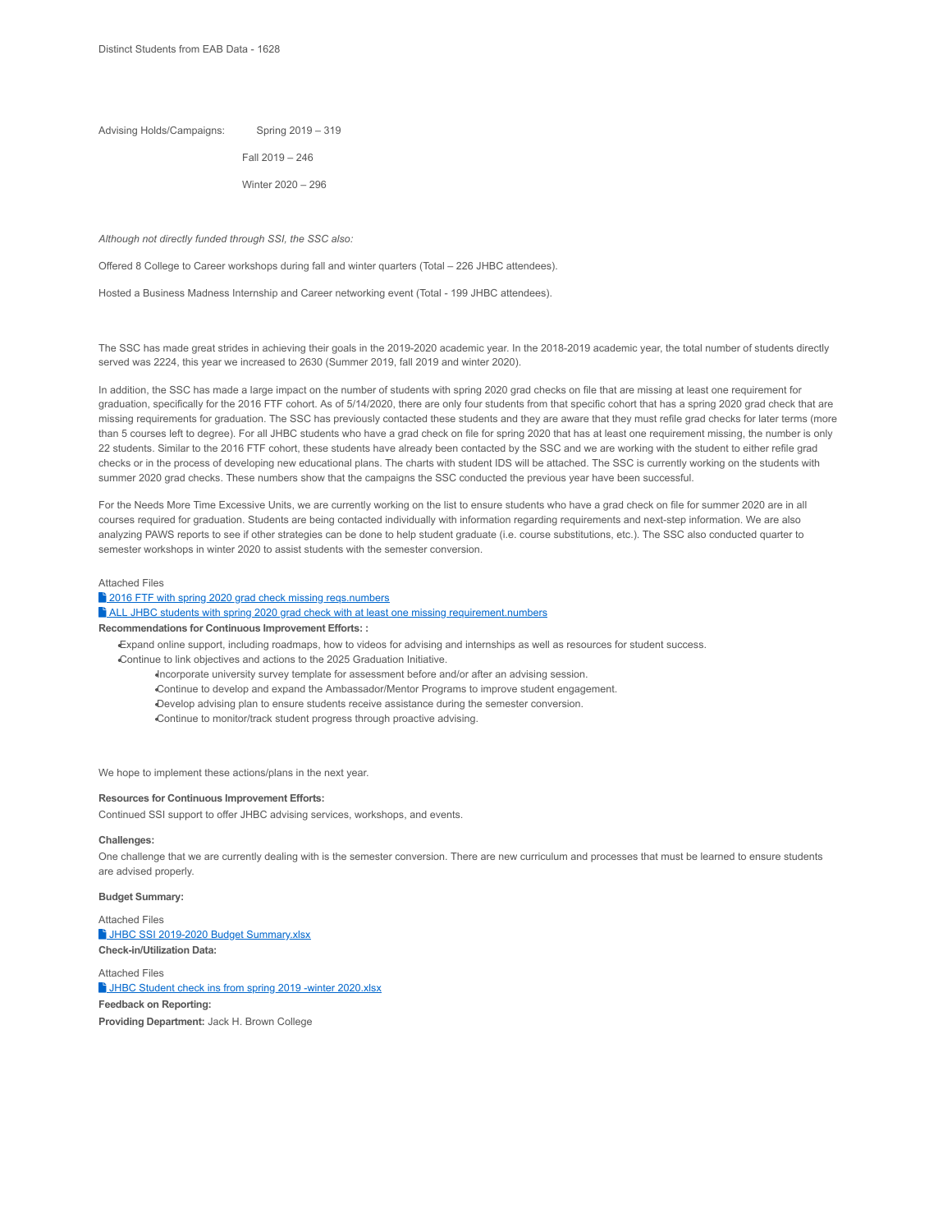Distinct Students from EAB Data - 1628

Advising Holds/Campaigns: Spring 2019 – 319

Fall 2019 – 246

Winter 2020 – 296

*Although not directly funded through SSI, the SSC also:*

Offered 8 College to Career workshops during fall and winter quarters (Total – 226 JHBC attendees).

Hosted a Business Madness Internship and Career networking event (Total - 199 JHBC attendees).

The SSC has made great strides in achieving their goals in the 2019-2020 academic year. In the 2018-2019 academic year, the total number of students directly served was 2224, this year we increased to 2630 (Summer 2019, fall 2019 and winter 2020).

In addition, the SSC has made a large impact on the number of students with spring 2020 grad checks on file that are missing at least one requirement for graduation, specifically for the 2016 FTF cohort. As of 5/14/2020, there are only four students from that specific cohort that has a spring 2020 grad check that are missing requirements for graduation. The SSC has previously contacted these students and they are aware that they must refile grad checks for later terms (more than 5 courses left to degree). For all JHBC students who have a grad check on file for spring 2020 that has at least one requirement missing, the number is only 22 students. Similar to the 2016 FTF cohort, these students have already been contacted by the SSC and we are working with the student to either refile grad checks or in the process of developing new educational plans. The charts with student IDS will be attached. The SSC is currently working on the students with summer 2020 grad checks. These numbers show that the campaigns the SSC conducted the previous year have been successful.

For the Needs More Time Excessive Units, we are currently working on the list to ensure students who have a grad check on file for summer 2020 are in all courses required for graduation. Students are being contacted individually with information regarding requirements and next-step information. We are also analyzing PAWS reports to see if other strategies can be done to help student graduate (i.e. course substitutions, etc.). The SSC also conducted quarter to semester workshops in winter 2020 to assist students with the semester conversion.

Attached Files

[2016 FTF with spring 2020 grad check missing reqs.numbers]

[ALL JHBC students with spring 2020 grad check with at least one missing requirement.numbers]

**Recommendations for Continuous Improvement Efforts: :**

- Expand online support, including roadmaps, how to videos for advising and internships as well as resources for student success.
- Continue to link objectives and actions to the 2025 Graduation Initiative.
  - Incorporate university survey template for assessment before and/or after an advising session.
  - Continue to develop and expand the Ambassador/Mentor Programs to improve student engagement.
  - Develop advising plan to ensure students receive assistance during the semester conversion.
  - Continue to monitor/track student progress through proactive advising.

We hope to implement these actions/plans in the next year.

**Resources for Continuous Improvement Efforts:**

Continued SSI support to offer JHBC advising services, workshops, and events.

**Challenges:**

One challenge that we are currently dealing with is the semester conversion. There are new curriculum and processes that must be learned to ensure students are advised properly.

**Budget Summary:**

Attached Files

[JHBC SSI 2019-2020 Budget Summary.xlsx]

**Check-in/Utilization Data:**

Attached Files

[JHBC Student check ins from spring 2019 -winter 2020.xlsx]

**Feedback on Reporting:**

**Providing Department:** Jack H. Brown College